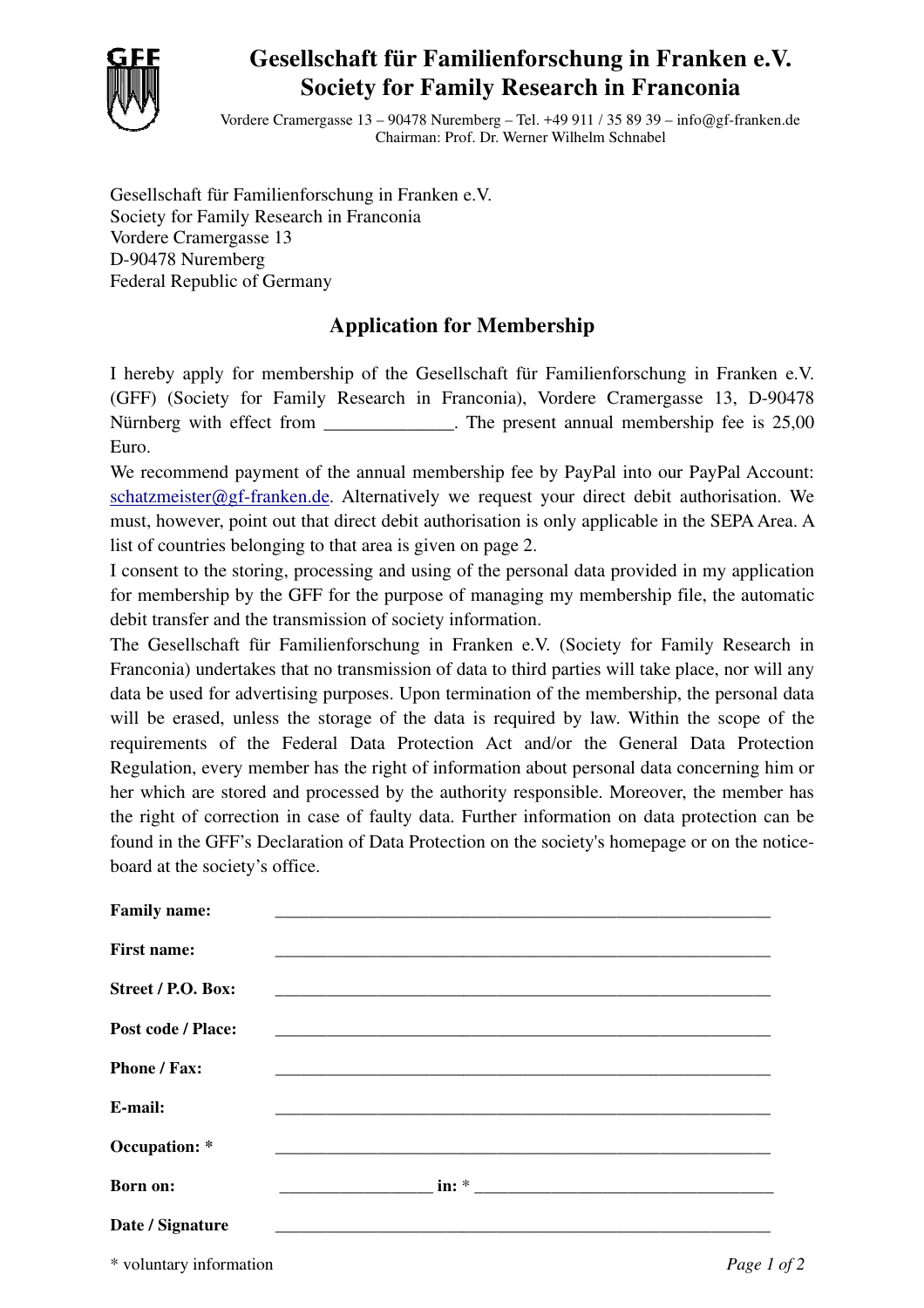# Gesellschaft für Familienforschung in Franken e.V.
# Society for Family Research in Franconia

Vordere Cramergasse 13 – 90478 Nuremberg – Tel. +49 911 / 35 89 39 – info@gf-franken.de
Chairman: Prof. Dr. Werner Wilhelm Schnabel

Gesellschaft für Familienforschung in Franken e.V.
Society for Family Research in Franconia
Vordere Cramergasse 13
D-90478 Nuremberg
Federal Republic of Germany

## Application for Membership

I hereby apply for membership of the Gesellschaft für Familienforschung in Franken e.V. (GFF) (Society for Family Research in Franconia), Vordere Cramergasse 13, D-90478 Nürnberg with effect from ______________. The present annual membership fee is 25,00 Euro.

We recommend payment of the annual membership fee by PayPal into our PayPal Account: schatzmeister@gf-franken.de. Alternatively we request your direct debit authorisation. We must, however, point out that direct debit authorisation is only applicable in the SEPA Area. A list of countries belonging to that area is given on page 2.

I consent to the storing, processing and using of the personal data provided in my application for membership by the GFF for the purpose of managing my membership file, the automatic debit transfer and the transmission of society information.

The Gesellschaft für Familienforschung in Franken e.V. (Society for Family Research in Franconia) undertakes that no transmission of data to third parties will take place, nor will any data be used for advertising purposes. Upon termination of the membership, the personal data will be erased, unless the storage of the data is required by law. Within the scope of the requirements of the Federal Data Protection Act and/or the General Data Protection Regulation, every member has the right of information about personal data concerning him or her which are stored and processed by the authority responsible. Moreover, the member has the right of correction in case of faulty data. Further information on data protection can be found in the GFF's Declaration of Data Protection on the society's homepage or on the notice-board at the society's office.

**Family name:** ____________________________________________________________

**First name:** ____________________________________________________________

**Street / P.O. Box:** ____________________________________________________________

**Post code / Place:** ____________________________________________________________

**Phone / Fax:** ____________________________________________________________

**E-mail:** ____________________________________________________________

**Occupation: *** ____________________________________________________________

**Born on:** __________________ **in:** * ___________________________________

**Date / Signature** ____________________________________________________________

* voluntary information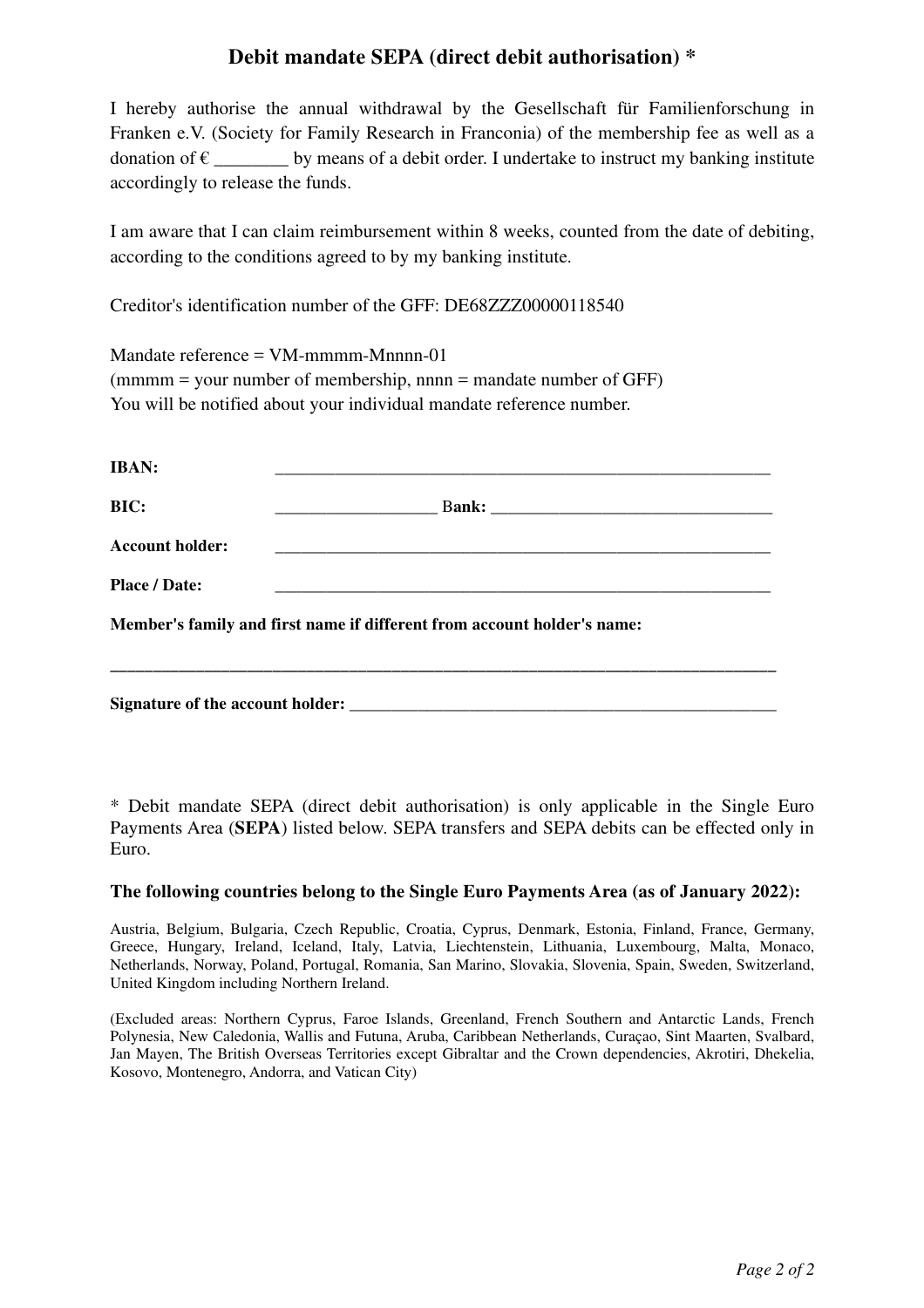# Debit mandate SEPA (direct debit authorisation) *

I hereby authorise the annual withdrawal by the Gesellschaft für Familienforschung in Franken e.V. (Society for Family Research in Franconia) of the membership fee as well as a donation of € ________ by means of a debit order. I undertake to instruct my banking institute accordingly to release the funds.

I am aware that I can claim reimbursement within 8 weeks, counted from the date of debiting, according to the conditions agreed to by my banking institute.

Creditor's identification number of the GFF: DE68ZZZ00000118540

Mandate reference = VM-mmmm-Mnnnn-01
(mmmm = your number of membership, nnnn = mandate number of GFF)
You will be notified about your individual mandate reference number.

**IBAN:** ____________________________________________________________

**BIC:** ___________________ **Bank:** _________________________________

**Account holder:** ____________________________________________________________

**Place / Date:** ____________________________________________________________

**Member's family and first name if different from account holder's name:**

________________________________________________________________________________

**Signature of the account holder:** _____________________________________________________

\* Debit mandate SEPA (direct debit authorisation) is only applicable in the Single Euro Payments Area (**SEPA**) listed below. SEPA transfers and SEPA debits can be effected only in Euro.

**The following countries belong to the Single Euro Payments Area (as of January 2022):**

Austria, Belgium, Bulgaria, Czech Republic, Croatia, Cyprus, Denmark, Estonia, Finland, France, Germany, Greece, Hungary, Ireland, Iceland, Italy, Latvia, Liechtenstein, Lithuania, Luxembourg, Malta, Monaco, Netherlands, Norway, Poland, Portugal, Romania, San Marino, Slovakia, Slovenia, Spain, Sweden, Switzerland, United Kingdom including Northern Ireland.

(Excluded areas: Northern Cyprus, Faroe Islands, Greenland, French Southern and Antarctic Lands, French Polynesia, New Caledonia, Wallis and Futuna, Aruba, Caribbean Netherlands, Curaçao, Sint Maarten, Svalbard, Jan Mayen, The British Overseas Territories except Gibraltar and the Crown dependencies, Akrotiri, Dhekelia, Kosovo, Montenegro, Andorra, and Vatican City)